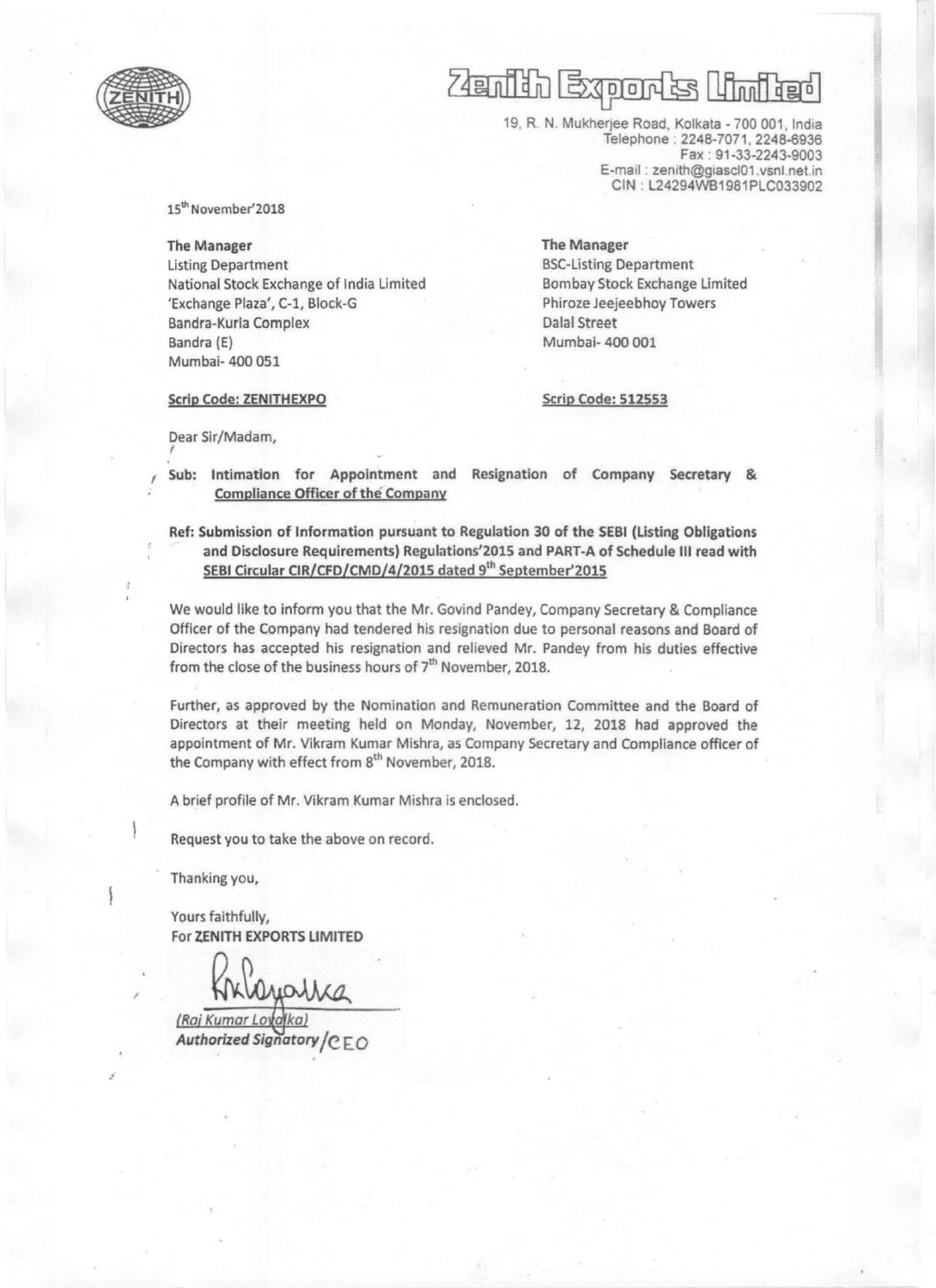# Zenith Exports Limited

19, R. N. Mukherjee Road, Kolkata - 700 001, India
Telephone : 2248-7071, 2248-6936
Fax : 91-33-2243-9003
E-mail : zenith@giascl01.vsnl.net.in
CIN : L24294WB1981PLC033902

15th November'2018

**The Manager**
Listing Department
National Stock Exchange of India Limited
'Exchange Plaza', C-1, Block-G
Bandra-Kurla Complex
Bandra (E)
Mumbai- 400 051

**Scrip Code: ZENITHEXPO**

**The Manager**
BSC-Listing Department
Bombay Stock Exchange Limited
Phiroze Jeejeebhoy Towers
Dalal Street
Mumbai- 400 001

**Scrip Code: 512553**

Dear Sir/Madam,

**Sub: Intimation for Appointment and Resignation of Company Secretary & Compliance Officer of the Company**

**Ref: Submission of Information pursuant to Regulation 30 of the SEBI (Listing Obligations and Disclosure Requirements) Regulations'2015 and PART-A of Schedule III read with SEBI Circular CIR/CFD/CMD/4/2015 dated 9th September'2015**

We would like to inform you that the Mr. Govind Pandey, Company Secretary & Compliance Officer of the Company had tendered his resignation due to personal reasons and Board of Directors has accepted his resignation and relieved Mr. Pandey from his duties effective from the close of the business hours of 7th November, 2018.

Further, as approved by the Nomination and Remuneration Committee and the Board of Directors at their meeting held on Monday, November, 12, 2018 had approved the appointment of Mr. Vikram Kumar Mishra, as Company Secretary and Compliance officer of the Company with effect from 8th November, 2018.

A brief profile of Mr. Vikram Kumar Mishra is enclosed.

Request you to take the above on record.

Thanking you,

Yours faithfully,
For **ZENITH EXPORTS LIMITED**

*(Raj Kumar Loyalka)*
***Authorized Signatory/CEO***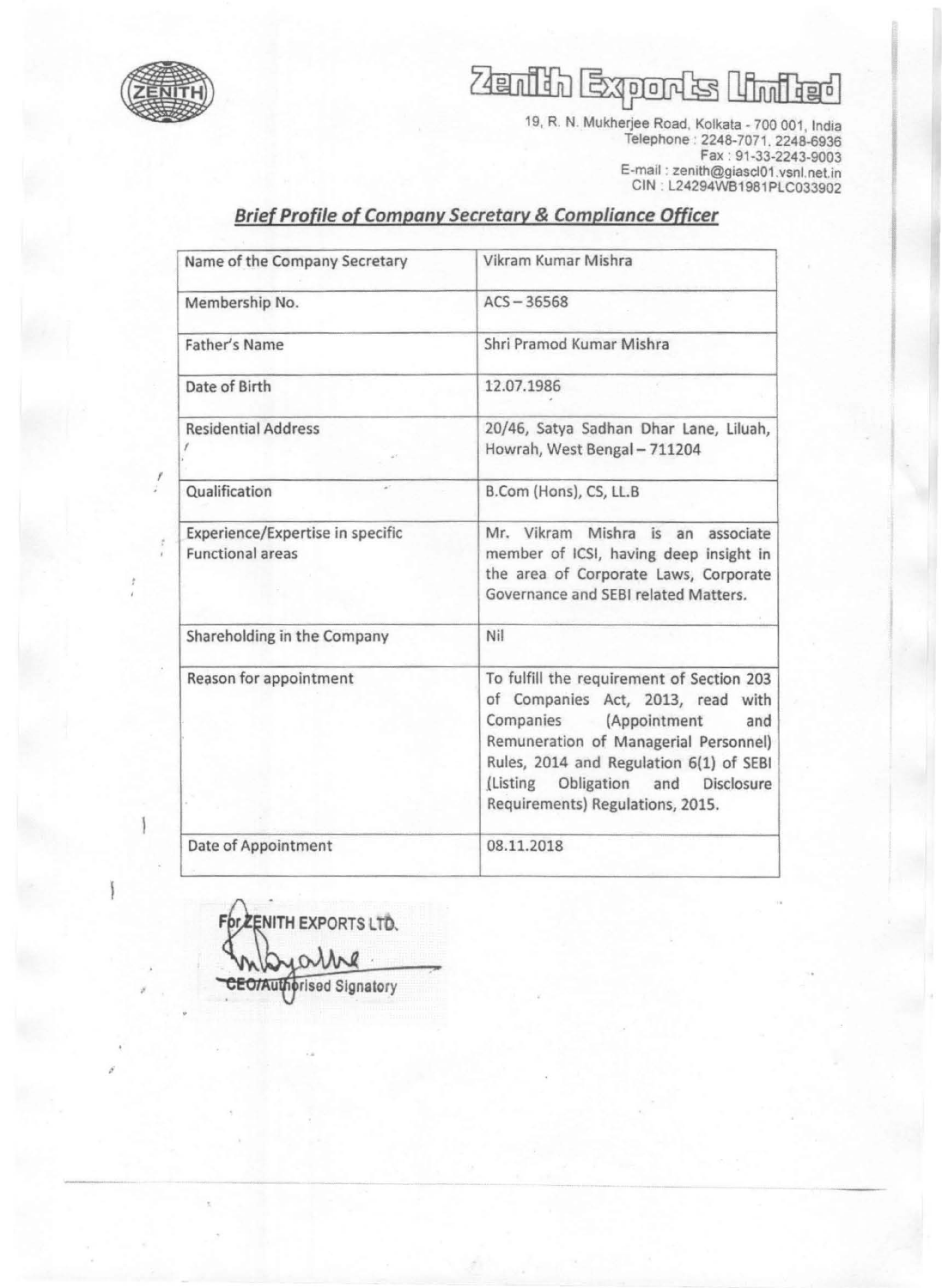# Zenith Exports Limited

19, R. N. Mukherjee Road, Kolkata - 700 001, India
Telephone : 2248-7071, 2248-6936
Fax : 91-33-2243-9003
E-mail : zenith@giascl01.vsnl.net.in
CIN : L24294WB1981PLC033902

## *Brief Profile of Company Secretary & Compliance Officer*

| | |
|---|---|
| Name of the Company Secretary | Vikram Kumar Mishra |
| Membership No. | ACS – 36568 |
| Father's Name | Shri Pramod Kumar Mishra |
| Date of Birth | 12.07.1986 |
| Residential Address | 20/46, Satya Sadhan Dhar Lane, Liluah, Howrah, West Bengal – 711204 |
| Qualification | B.Com (Hons), CS, LL.B |
| Experience/Expertise in specific Functional areas | Mr. Vikram Mishra is an associate member of ICSI, having deep insight in the area of Corporate Laws, Corporate Governance and SEBI related Matters. |
| Shareholding in the Company | Nil |
| Reason for appointment | To fulfill the requirement of Section 203 of Companies Act, 2013, read with Companies (Appointment and Remuneration of Managerial Personnel) Rules, 2014 and Regulation 6(1) of SEBI (Listing Obligation and Disclosure Requirements) Regulations, 2015. |
| Date of Appointment | 08.11.2018 |

For ZENITH EXPORTS LTD.

CEO/Authorised Signatory